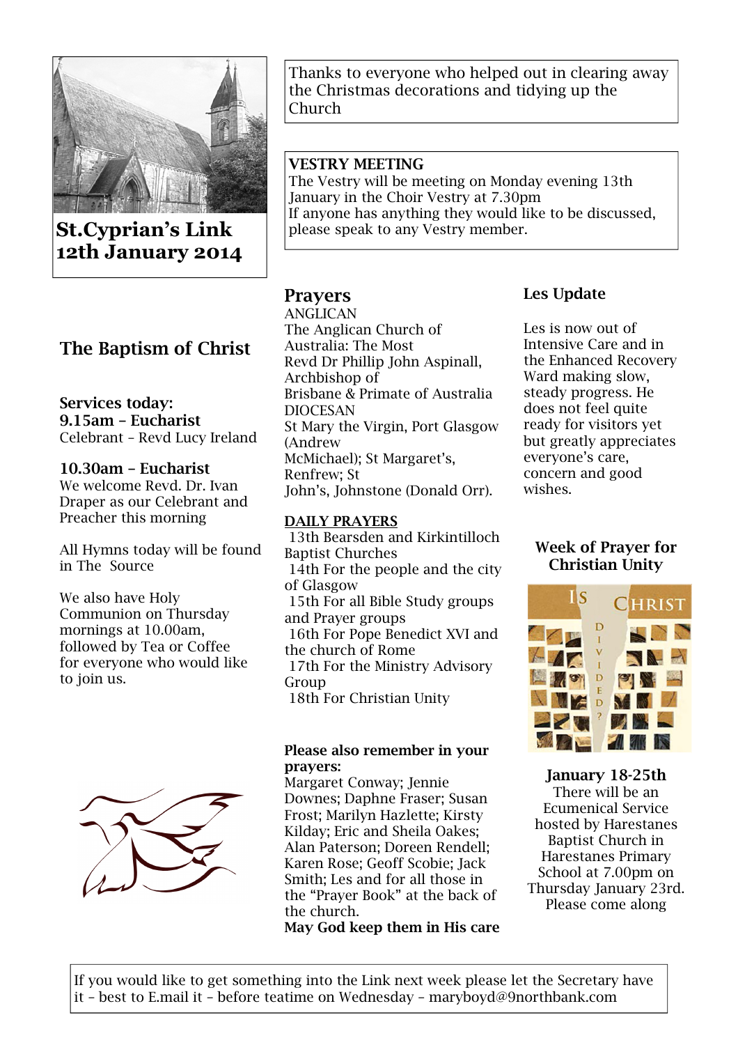# St.Cyprian's Link
## 12th January 2014

Thanks to everyone who helped out in clearing away the Christmas decorations and tidying up the Church

**VESTRY MEETING**
The Vestry will be meeting on Monday evening 13th January in the Choir Vestry at 7.30pm
If anyone has anything they would like to be discussed, please speak to any Vestry member.

## The Baptism of Christ

**Services today:**

**9.15am – Eucharist**
Celebrant – Revd Lucy Ireland

**10.30am – Eucharist**
We welcome Revd. Dr. Ivan Draper as our Celebrant and Preacher this morning

All Hymns today will be found in The Source

We also have Holy Communion on Thursday mornings at 10.00am, followed by Tea or Coffee for everyone who would like to join us.

## Prayers

ANGLICAN
The Anglican Church of Australia: The Most Revd Dr Phillip John Aspinall, Archbishop of Brisbane & Primate of Australia
DIOCESAN
St Mary the Virgin, Port Glasgow (Andrew McMichael); St Margaret's, Renfrew; St John's, Johnstone (Donald Orr).

**DAILY PRAYERS**
13th Bearsden and Kirkintilloch Baptist Churches
14th For the people and the city of Glasgow
15th For all Bible Study groups and Prayer groups
16th For Pope Benedict XVI and the church of Rome
17th For the Ministry Advisory Group
18th For Christian Unity

**Please also remember in your prayers:**
Margaret Conway; Jennie Downes; Daphne Fraser; Susan Frost; Marilyn Hazlette; Kirsty Kilday; Eric and Sheila Oakes; Alan Paterson; Doreen Rendell; Karen Rose; Geoff Scobie; Jack Smith; Les and for all those in the "Prayer Book" at the back of the church.
**May God keep them in His care**

## Les Update

Les is now out of Intensive Care and in the Enhanced Recovery Ward making slow, steady progress. He does not feel quite ready for visitors yet but greatly appreciates everyone's care, concern and good wishes.

## Week of Prayer for Christian Unity

**January 18-25th**
There will be an Ecumenical Service hosted by Harestanes Baptist Church in Harestanes Primary School at 7.00pm on Thursday January 23rd. Please come along

If you would like to get something into the Link next week please let the Secretary have it – best to E.mail it – before teatime on Wednesday – maryboyd@9northbank.com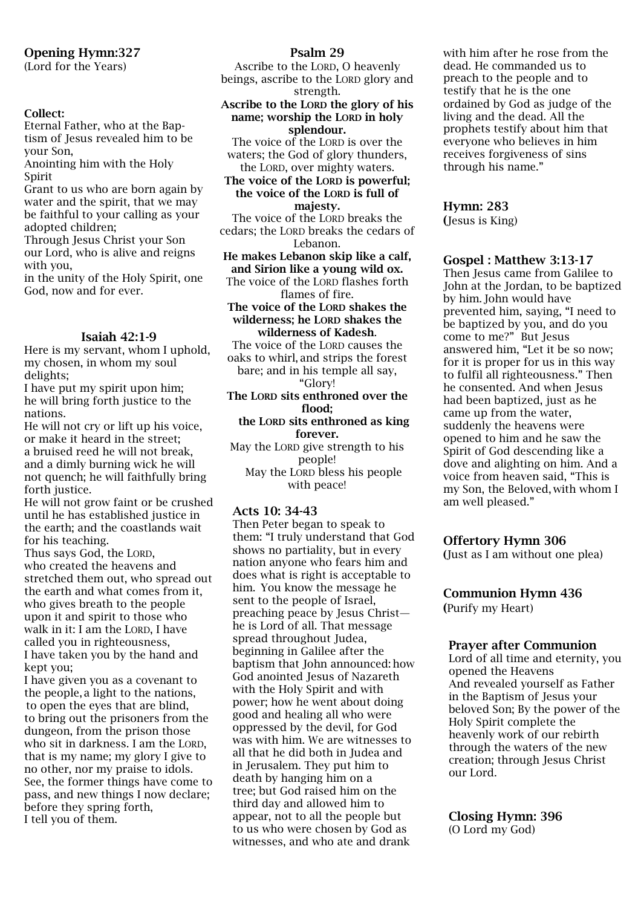**Opening Hymn:327**
(Lord for the Years)

**Collect:**
Eternal Father, who at the Baptism of Jesus revealed him to be your Son,
Anointing him with the Holy Spirit
Grant to us who are born again by water and the spirit, that we may be faithful to your calling as your adopted children;
Through Jesus Christ your Son our Lord, who is alive and reigns with you,
in the unity of the Holy Spirit, one God, now and for ever.

**Isaiah 42:1-9**

Here is my servant, whom I uphold, my chosen, in whom my soul delights;
I have put my spirit upon him; he will bring forth justice to the nations.
He will not cry or lift up his voice, or make it heard in the street;
a bruised reed he will not break, and a dimly burning wick he will not quench; he will faithfully bring forth justice.
He will not grow faint or be crushed until he has established justice in the earth; and the coastlands wait for his teaching.
Thus says God, the LORD, who created the heavens and stretched them out, who spread out the earth and what comes from it, who gives breath to the people upon it and spirit to those who walk in it: I am the LORD, I have called you in righteousness,
I have taken you by the hand and kept you;
I have given you as a covenant to the people, a light to the nations,
to open the eyes that are blind,
to bring out the prisoners from the dungeon, from the prison those who sit in darkness. I am the LORD, that is my name; my glory I give to no other, nor my praise to idols.
See, the former things have come to pass, and new things I now declare; before they spring forth,
I tell you of them.

**Psalm 29**

Ascribe to the LORD, O heavenly beings, ascribe to the LORD glory and strength.
**Ascribe to the LORD the glory of his name; worship the LORD in holy splendour.**
The voice of the LORD is over the waters; the God of glory thunders, the LORD, over mighty waters.
**The voice of the LORD is powerful; the voice of the LORD is full of majesty.**
The voice of the LORD breaks the cedars; the LORD breaks the cedars of Lebanon.
**He makes Lebanon skip like a calf, and Sirion like a young wild ox.**
The voice of the LORD flashes forth flames of fire.
**The voice of the LORD shakes the wilderness; he LORD shakes the wilderness of Kadesh.**
The voice of the LORD causes the oaks to whirl, and strips the forest bare; and in his temple all say, "Glory!
**The LORD sits enthroned over the flood;**
**the LORD sits enthroned as king forever.**
May the LORD give strength to his people!
May the LORD bless his people with peace!

**Acts 10: 34-43**

Then Peter began to speak to them: "I truly understand that God shows no partiality, but in every nation anyone who fears him and does what is right is acceptable to him. You know the message he sent to the people of Israel, preaching peace by Jesus Christ—he is Lord of all. That message spread throughout Judea, beginning in Galilee after the baptism that John announced: how God anointed Jesus of Nazareth with the Holy Spirit and with power; how he went about doing good and healing all who were oppressed by the devil, for God was with him. We are witnesses to all that he did both in Judea and in Jerusalem. They put him to death by hanging him on a tree; but God raised him on the third day and allowed him to appear, not to all the people but to us who were chosen by God as witnesses, and who ate and drank with him after he rose from the dead. He commanded us to preach to the people and to testify that he is the one ordained by God as judge of the living and the dead. All the prophets testify about him that everyone who believes in him receives forgiveness of sins through his name."

**Hymn: 283**
(Jesus is King)

**Gospel : Matthew 3:13-17**

Then Jesus came from Galilee to John at the Jordan, to be baptized by him. John would have prevented him, saying, "I need to be baptized by you, and do you come to me?" But Jesus answered him, "Let it be so now; for it is proper for us in this way to fulfil all righteousness." Then he consented. And when Jesus had been baptized, just as he came up from the water, suddenly the heavens were opened to him and he saw the Spirit of God descending like a dove and alighting on him. And a voice from heaven said, "This is my Son, the Beloved, with whom I am well pleased."

**Offertory Hymn 306**
(Just as I am without one plea)

**Communion Hymn 436**
(Purify my Heart)

**Prayer after Communion**
Lord of all time and eternity, you opened the Heavens
And revealed yourself as Father in the Baptism of Jesus your beloved Son; By the power of the Holy Spirit complete the heavenly work of our rebirth through the waters of the new creation; through Jesus Christ our Lord.

**Closing Hymn: 396**
(O Lord my God)